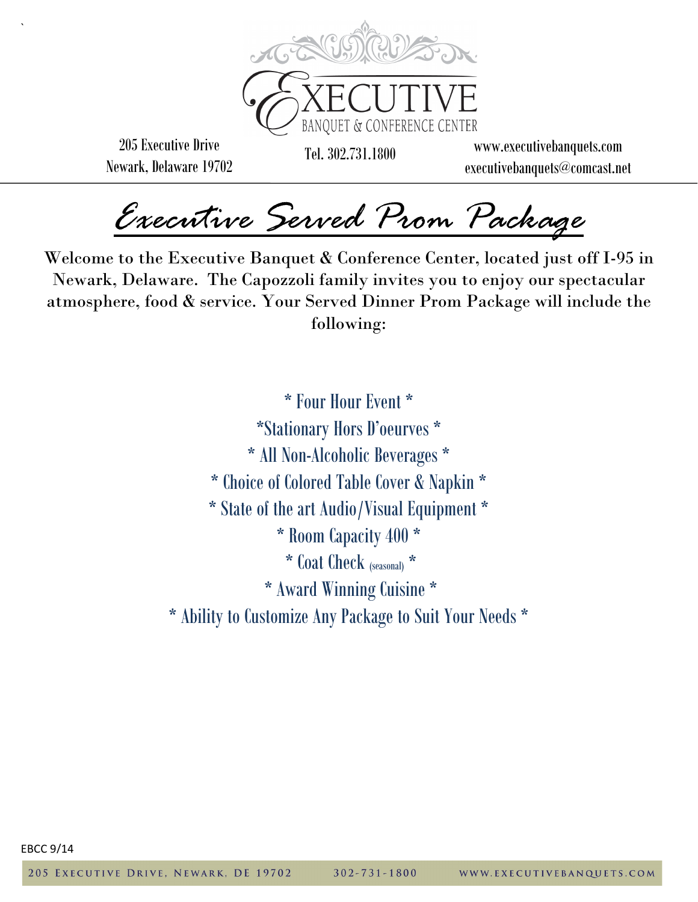# EXECUTIVE

BANQUET & CONFERENCE CENTER

205 Executive Drive
Newark, Delaware 19702

Tel. 302.731.1800

www.executivebanquets.com
executivebanquets@comcast.net

## *Executive Served Prom Package*

Welcome to the Executive Banquet & Conference Center, located just off I-95 in Newark, Delaware. The Capozzoli family invites you to enjoy our spectacular atmosphere, food & service. Your Served Dinner Prom Package will include the following:

\* Four Hour Event *

\*Stationary Hors D'oeurves *

\* All Non-Alcoholic Beverages *

\* Choice of Colored Table Cover & Napkin *

\* State of the art Audio/Visual Equipment *

\* Room Capacity 400 *

\* Coat Check (seasonal) *

\* Award Winning Cuisine *

\* Ability to Customize Any Package to Suit Your Needs *

EBCC 9/14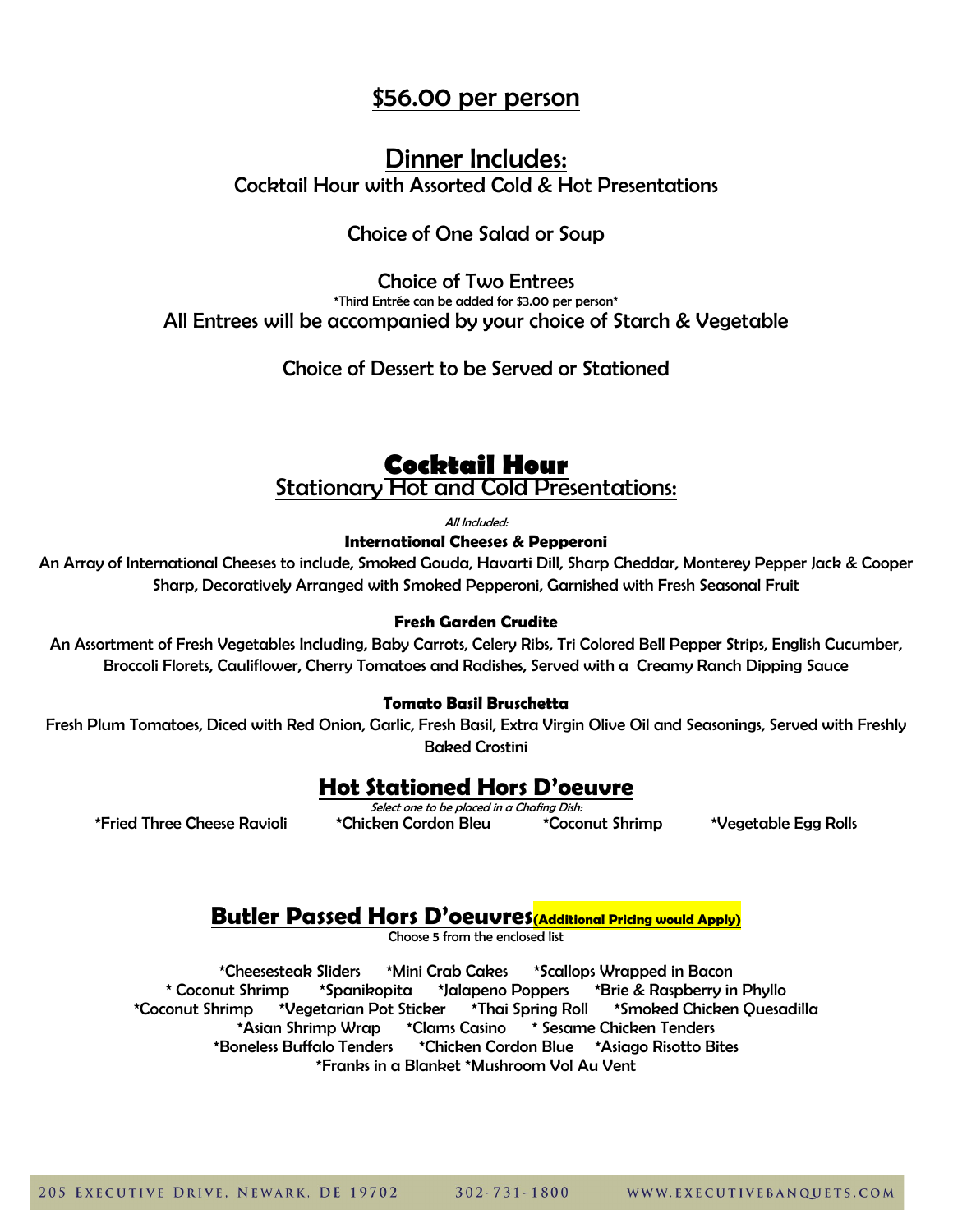## $56.00 per person

## Dinner Includes:

Cocktail Hour with Assorted Cold & Hot Presentations

Choice of One Salad or Soup

Choice of Two Entrees

*Third Entrée can be added for $3.00 per person*

All Entrees will be accompanied by your choice of Starch & Vegetable

Choice of Dessert to be Served or Stationed

# Cocktail Hour

## Stationary Hot and Cold Presentations:

*All Included:*

**International Cheeses & Pepperoni**

An Array of International Cheeses to include, Smoked Gouda, Havarti Dill, Sharp Cheddar, Monterey Pepper Jack & Cooper Sharp, Decoratively Arranged with Smoked Pepperoni, Garnished with Fresh Seasonal Fruit

**Fresh Garden Crudite**

An Assortment of Fresh Vegetables Including, Baby Carrots, Celery Ribs, Tri Colored Bell Pepper Strips, English Cucumber, Broccoli Florets, Cauliflower, Cherry Tomatoes and Radishes, Served with a Creamy Ranch Dipping Sauce

**Tomato Basil Bruschetta**

Fresh Plum Tomatoes, Diced with Red Onion, Garlic, Fresh Basil, Extra Virgin Olive Oil and Seasonings, Served with Freshly Baked Crostini

## Hot Stationed Hors D'oeuvre

*Select one to be placed in a Chafing Dish:*

*Fried Three Cheese Ravioli *Chicken Cordon Bleu *Coconut Shrimp *Vegetable Egg Rolls

## Butler Passed Hors D'oeuvres **(Additional Pricing would Apply)**

Choose 5 from the enclosed list

*Cheesesteak Sliders *Mini Crab Cakes *Scallops Wrapped in Bacon
* Coconut Shrimp *Spanikopita *Jalapeno Poppers *Brie & Raspberry in Phyllo
*Coconut Shrimp *Vegetarian Pot Sticker *Thai Spring Roll *Smoked Chicken Quesadilla
*Asian Shrimp Wrap *Clams Casino * Sesame Chicken Tenders
*Boneless Buffalo Tenders *Chicken Cordon Blue *Asiago Risotto Bites
*Franks in a Blanket *Mushroom Vol Au Vent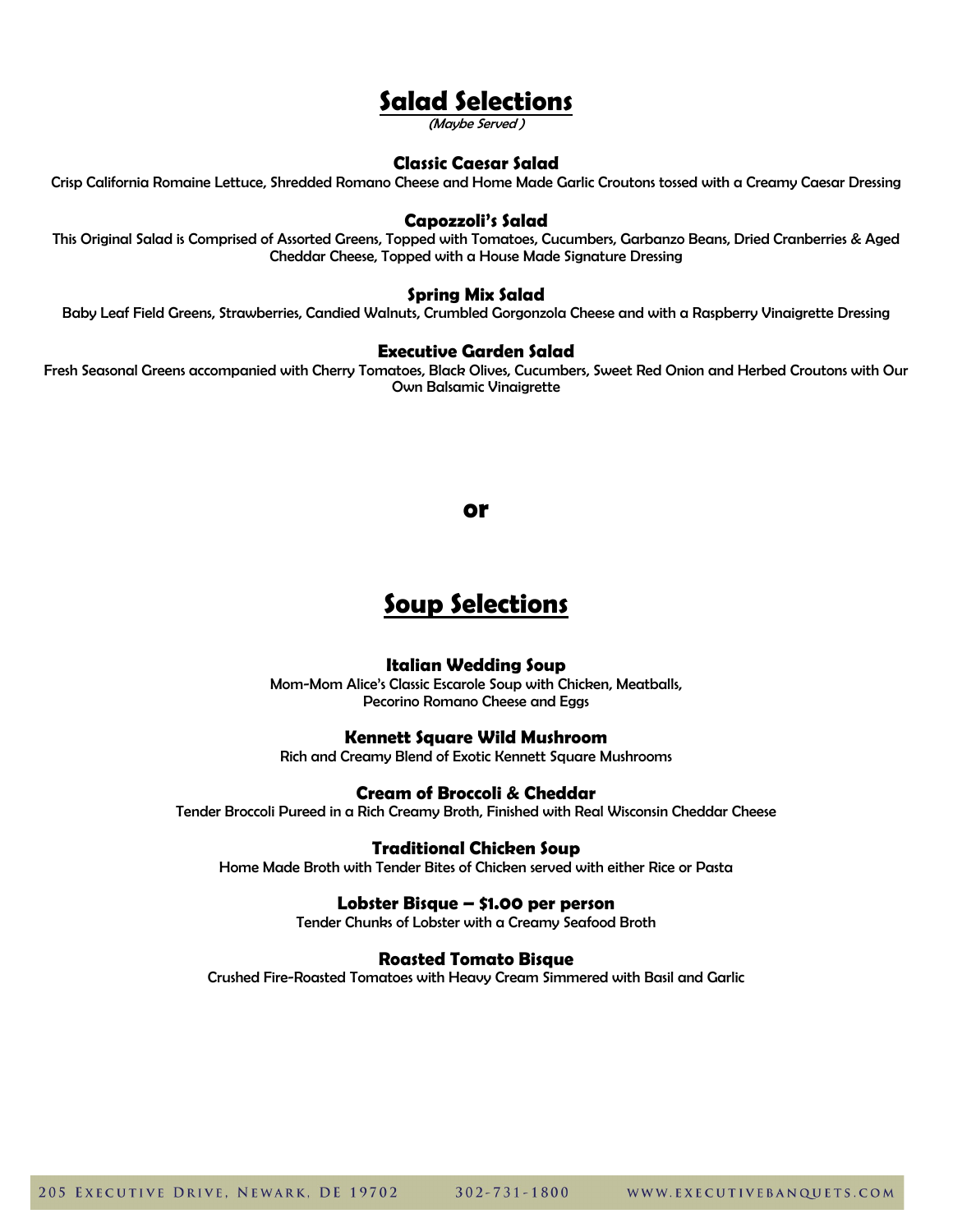# Salad Selections

*(Maybe Served )*

### Classic Caesar Salad

Crisp California Romaine Lettuce, Shredded Romano Cheese and Home Made Garlic Croutons tossed with a Creamy Caesar Dressing

### Capozzoli's Salad

This Original Salad is Comprised of Assorted Greens, Topped with Tomatoes, Cucumbers, Garbanzo Beans, Dried Cranberries & Aged Cheddar Cheese, Topped with a House Made Signature Dressing

### Spring Mix Salad

Baby Leaf Field Greens, Strawberries, Candied Walnuts, Crumbled Gorgonzola Cheese and with a Raspberry Vinaigrette Dressing

### Executive Garden Salad

Fresh Seasonal Greens accompanied with Cherry Tomatoes, Black Olives, Cucumbers, Sweet Red Onion and Herbed Croutons with Our Own Balsamic Vinaigrette

**or**

# Soup Selections

### Italian Wedding Soup

Mom-Mom Alice's Classic Escarole Soup with Chicken, Meatballs, Pecorino Romano Cheese and Eggs

### Kennett Square Wild Mushroom

Rich and Creamy Blend of Exotic Kennett Square Mushrooms

### Cream of Broccoli & Cheddar

Tender Broccoli Pureed in a Rich Creamy Broth, Finished with Real Wisconsin Cheddar Cheese

### Traditional Chicken Soup

Home Made Broth with Tender Bites of Chicken served with either Rice or Pasta

### Lobster Bisque – $1.00 per person

Tender Chunks of Lobster with a Creamy Seafood Broth

### Roasted Tomato Bisque

Crushed Fire-Roasted Tomatoes with Heavy Cream Simmered with Basil and Garlic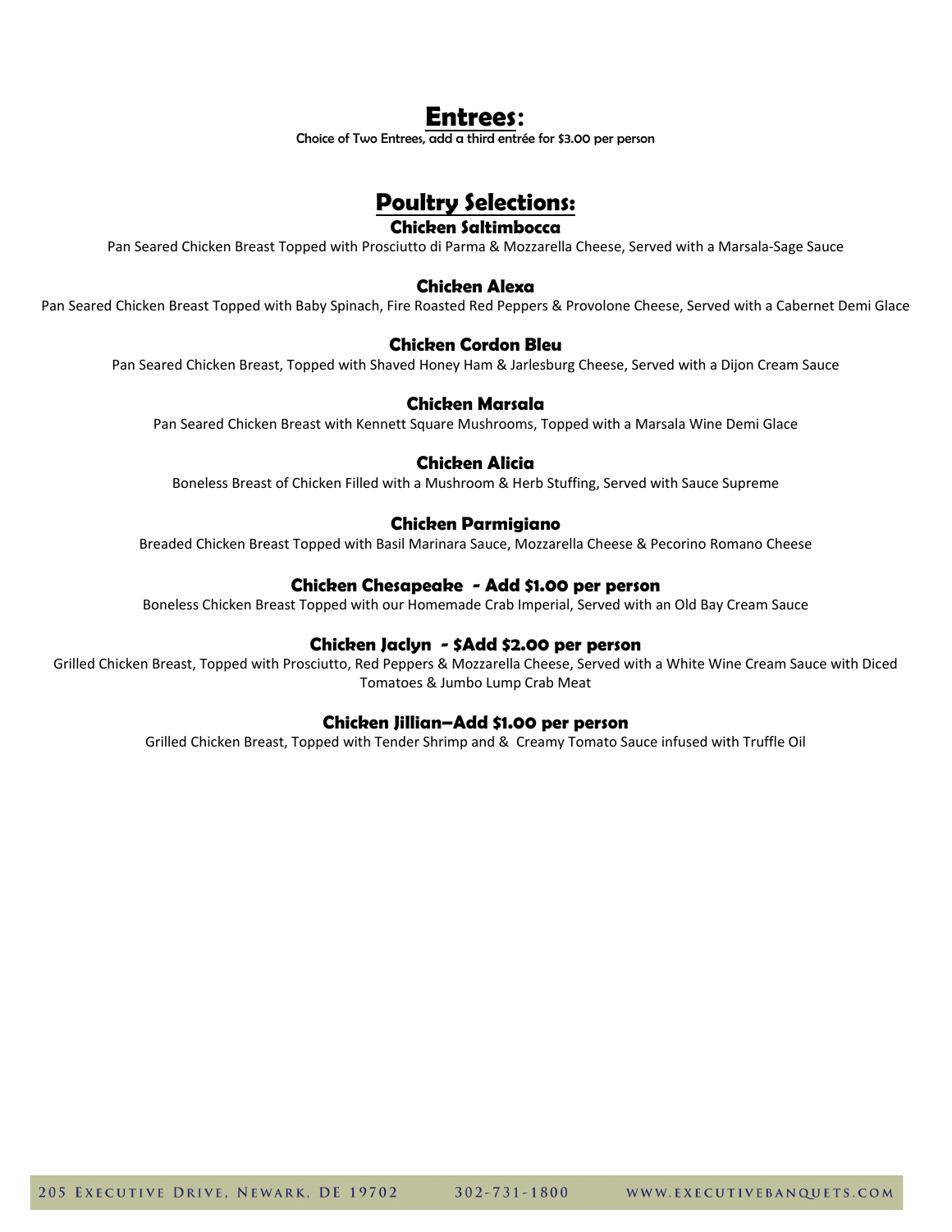# Entrees:

Choice of Two Entrees, add a third entrée for $3.00 per person

## Poultry Selections:

### Chicken Saltimbocca

Pan Seared Chicken Breast Topped with Prosciutto di Parma & Mozzarella Cheese, Served with a Marsala-Sage Sauce

### Chicken Alexa

Pan Seared Chicken Breast Topped with Baby Spinach, Fire Roasted Red Peppers & Provolone Cheese, Served with a Cabernet Demi Glace

### Chicken Cordon Bleu

Pan Seared Chicken Breast, Topped with Shaved Honey Ham & Jarlesburg Cheese, Served with a Dijon Cream Sauce

### Chicken Marsala

Pan Seared Chicken Breast with Kennett Square Mushrooms, Topped with a Marsala Wine Demi Glace

### Chicken Alicia

Boneless Breast of Chicken Filled with a Mushroom & Herb Stuffing, Served with Sauce Supreme

### Chicken Parmigiano

Breaded Chicken Breast Topped with Basil Marinara Sauce, Mozzarella Cheese & Pecorino Romano Cheese

### Chicken Chesapeake - Add $1.00 per person

Boneless Chicken Breast Topped with our Homemade Crab Imperial, Served with an Old Bay Cream Sauce

### Chicken Jaclyn - $Add $2.00 per person

Grilled Chicken Breast, Topped with Prosciutto, Red Peppers & Mozzarella Cheese, Served with a White Wine Cream Sauce with Diced Tomatoes & Jumbo Lump Crab Meat

### Chicken Jillian–Add $1.00 per person

Grilled Chicken Breast, Topped with Tender Shrimp and & Creamy Tomato Sauce infused with Truffle Oil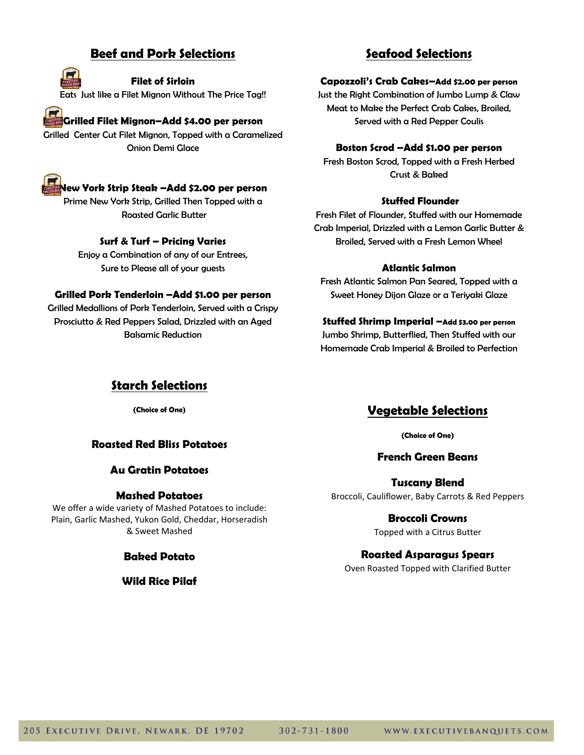## Beef and Pork Selections

### Filet of Sirloin

Eats Just like a Filet Mignon Without The Price Tag!!

### Grilled Filet Mignon–Add $4.00 per person

Grilled Center Cut Filet Mignon, Topped with a Caramelized Onion Demi Glace

### New York Strip Steak –Add $2.00 per person

Prime New York Strip, Grilled Then Topped with a Roasted Garlic Butter

### Surf & Turf – Pricing Varies

Enjoy a Combination of any of our Entrees, Sure to Please all of your guests

### Grilled Pork Tenderloin –Add $1.00 per person

Grilled Medallions of Pork Tenderloin, Served with a Crispy Prosciutto & Red Peppers Salad, Drizzled with an Aged Balsamic Reduction

## Seafood Selections

### Capozzoli's Crab Cakes–Add $2.00 per person

Just the Right Combination of Jumbo Lump & Claw Meat to Make the Perfect Crab Cakes, Broiled, Served with a Red Pepper Coulis

### Boston Scrod –Add $1.00 per person

Fresh Boston Scrod, Topped with a Fresh Herbed Crust & Baked

### Stuffed Flounder

Fresh Filet of Flounder, Stuffed with our Homemade Crab Imperial, Drizzled with a Lemon Garlic Butter & Broiled, Served with a Fresh Lemon Wheel

### Atlantic Salmon

Fresh Atlantic Salmon Pan Seared, Topped with a Sweet Honey Dijon Glaze or a Teriyaki Glaze

### Stuffed Shrimp Imperial –Add $3.00 per person

Jumbo Shrimp, Butterflied, Then Stuffed with our Homemade Crab Imperial & Broiled to Perfection

## Starch Selections

**(Choice of One)**

### Roasted Red Bliss Potatoes

### Au Gratin Potatoes

### Mashed Potatoes

We offer a wide variety of Mashed Potatoes to include: Plain, Garlic Mashed, Yukon Gold, Cheddar, Horseradish & Sweet Mashed

### Baked Potato

### Wild Rice Pilaf

## Vegetable Selections

**(Choice of One)**

### French Green Beans

### Tuscany Blend

Broccoli, Cauliflower, Baby Carrots & Red Peppers

### Broccoli Crowns

Topped with a Citrus Butter

### Roasted Asparagus Spears

Oven Roasted Topped with Clarified Butter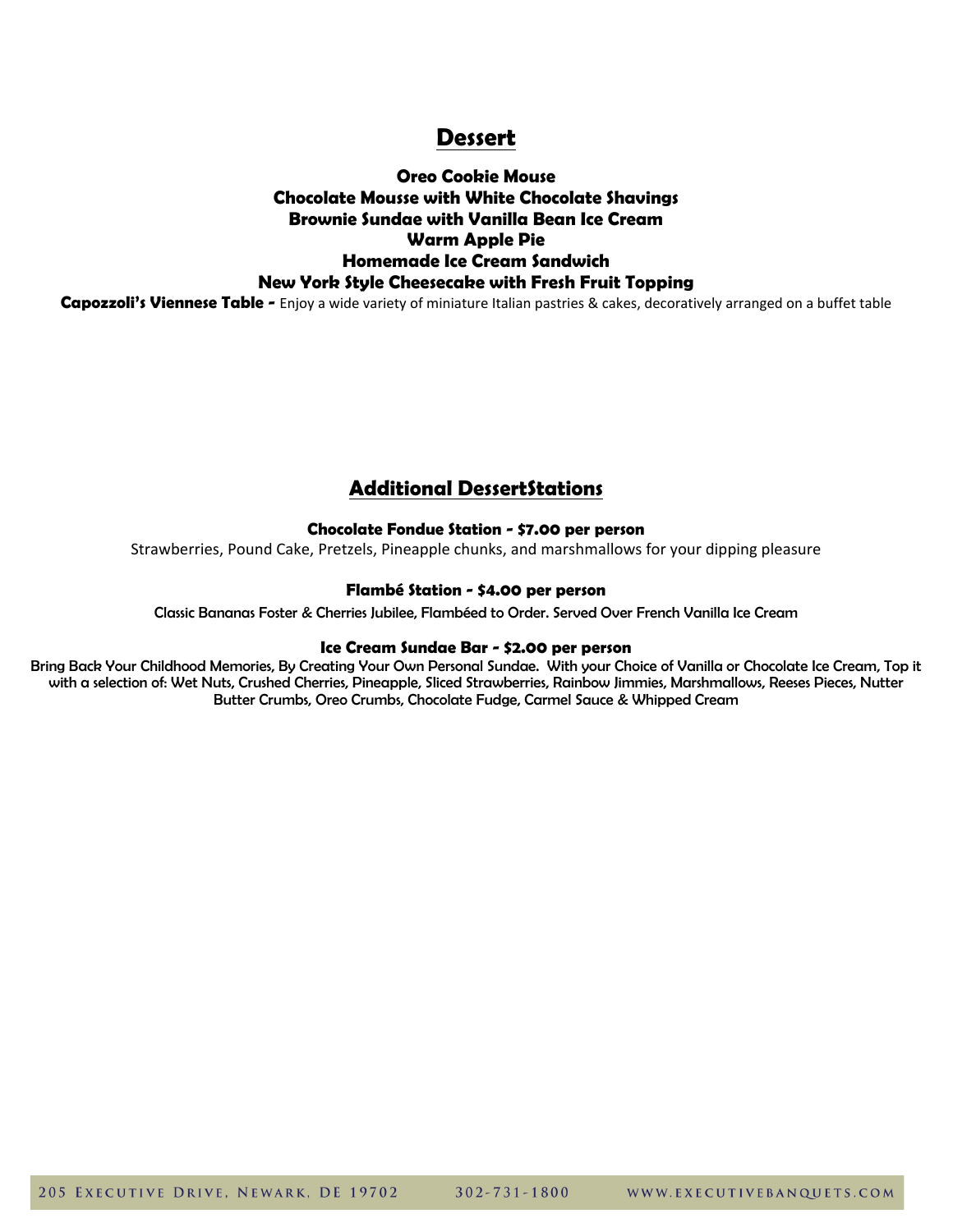# Dessert

**Oreo Cookie Mouse**
**Chocolate Mousse with White Chocolate Shavings**
**Brownie Sundae with Vanilla Bean Ice Cream**
**Warm Apple Pie**
**Homemade Ice Cream Sandwich**
**New York Style Cheesecake with Fresh Fruit Topping**

**Capozzoli's Viennese Table -** Enjoy a wide variety of miniature Italian pastries & cakes, decoratively arranged on a buffet table

## Additional DessertStations

**Chocolate Fondue Station - $7.00 per person**

Strawberries, Pound Cake, Pretzels, Pineapple chunks, and marshmallows for your dipping pleasure

**Flambé Station - $4.00 per person**

Classic Bananas Foster & Cherries Jubilee, Flambéed to Order. Served Over French Vanilla Ice Cream

**Ice Cream Sundae Bar - $2.00 per person**

Bring Back Your Childhood Memories, By Creating Your Own Personal Sundae. With your Choice of Vanilla or Chocolate Ice Cream, Top it with a selection of: Wet Nuts, Crushed Cherries, Pineapple, Sliced Strawberries, Rainbow Jimmies, Marshmallows, Reeses Pieces, Nutter Butter Crumbs, Oreo Crumbs, Chocolate Fudge, Carmel Sauce & Whipped Cream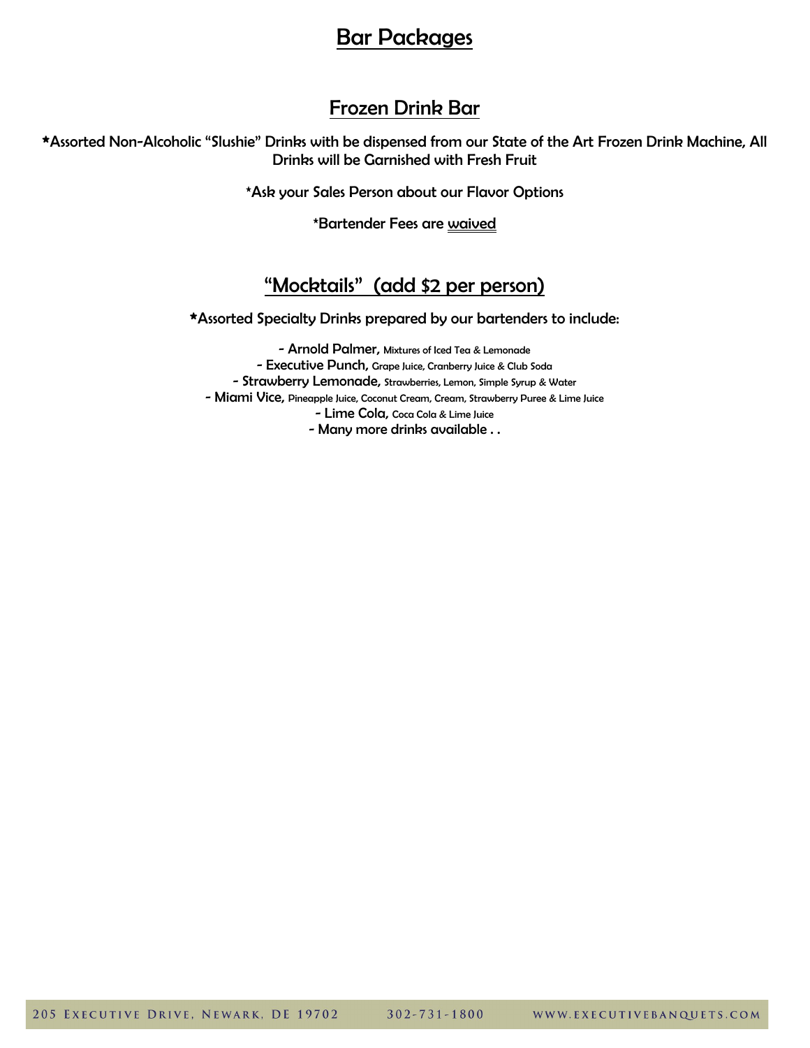# Bar Packages

## Frozen Drink Bar

*Assorted Non-Alcoholic "Slushie" Drinks with be dispensed from our State of the Art Frozen Drink Machine, All Drinks will be Garnished with Fresh Fruit

*Ask your Sales Person about our Flavor Options

*Bartender Fees are waived

## "Mocktails" (add $2 per person)

*Assorted Specialty Drinks prepared by our bartenders to include:

- Arnold Palmer, Mixtures of Iced Tea & Lemonade
- Executive Punch, Grape Juice, Cranberry Juice & Club Soda
- Strawberry Lemonade, Strawberries, Lemon, Simple Syrup & Water
- Miami Vice, Pineapple Juice, Coconut Cream, Cream, Strawberry Puree & Lime Juice
- Lime Cola, Coca Cola & Lime Juice
- Many more drinks available . .

205 Executive Drive, Newark, DE 19702 302-731-1800 www.executivebanquets.com